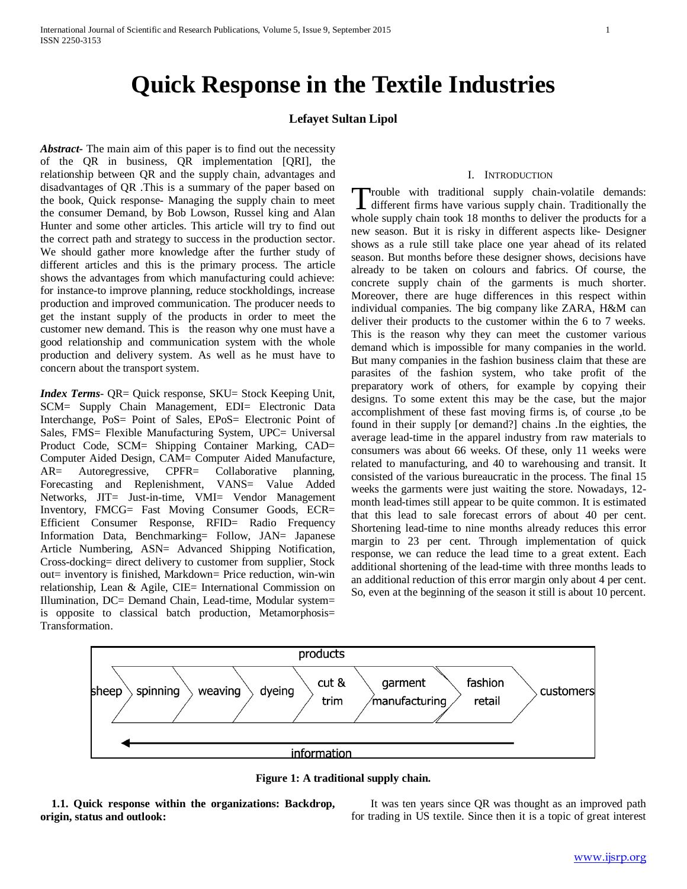# Quick Response in the Textile Industries

**Lefayet Sultan Lipol**

***Abstract***- The main aim of this paper is to find out the necessity of the QR in business, QR implementation [QRI], the relationship between QR and the supply chain, advantages and disadvantages of QR .This is a summary of the paper based on the book, Quick response- Managing the supply chain to meet the consumer Demand, by Bob Lowson, Russel king and Alan Hunter and some other articles. This article will try to find out the correct path and strategy to success in the production sector. We should gather more knowledge after the further study of different articles and this is the primary process. The article shows the advantages from which manufacturing could achieve: for instance-to improve planning, reduce stockholdings, increase production and improved communication. The producer needs to get the instant supply of the products in order to meet the customer new demand. This is the reason why one must have a good relationship and communication system with the whole production and delivery system. As well as he must have to concern about the transport system.

***Index Terms***- QR= Quick response, SKU= Stock Keeping Unit, SCM= Supply Chain Management, EDI= Electronic Data Interchange, PoS= Point of Sales, EPoS= Electronic Point of Sales, FMS= Flexible Manufacturing System, UPC= Universal Product Code, SCM= Shipping Container Marking, CAD= Computer Aided Design, CAM= Computer Aided Manufacture, AR= Autoregressive, CPFR= Collaborative planning, Forecasting and Replenishment, VANS= Value Added Networks, JIT= Just-in-time, VMI= Vendor Management Inventory, FMCG= Fast Moving Consumer Goods, ECR= Efficient Consumer Response, RFID= Radio Frequency Information Data, Benchmarking= Follow, JAN= Japanese Article Numbering, ASN= Advanced Shipping Notification, Cross-docking= direct delivery to customer from supplier, Stock out= inventory is finished, Markdown= Price reduction, win-win relationship, Lean & Agile, CIE= International Commission on Illumination, DC= Demand Chain, Lead-time, Modular system= is opposite to classical batch production, Metamorphosis= Transformation.

## I. Introduction

Trouble with traditional supply chain-volatile demands: different firms have various supply chain. Traditionally the whole supply chain took 18 months to deliver the products for a new season. But it is risky in different aspects like- Designer shows as a rule still take place one year ahead of its related season. But months before these designer shows, decisions have already to be taken on colours and fabrics. Of course, the concrete supply chain of the garments is much shorter. Moreover, there are huge differences in this respect within individual companies. The big company like ZARA, H&M can deliver their products to the customer within the 6 to 7 weeks. This is the reason why they can meet the customer various demand which is impossible for many companies in the world. But many companies in the fashion business claim that these are parasites of the fashion system, who take profit of the preparatory work of others, for example by copying their designs. To some extent this may be the case, but the major accomplishment of these fast moving firms is, of course ,to be found in their supply [or demand?] chains .In the eighties, the average lead-time in the apparel industry from raw materials to consumers was about 66 weeks. Of these, only 11 weeks were related to manufacturing, and 40 to warehousing and transit. It consisted of the various bureaucratic in the process. The final 15 weeks the garments were just waiting the store. Nowadays, 12-month lead-times still appear to be quite common. It is estimated that this lead to sale forecast errors of about 40 per cent. Shortening lead-time to nine months already reduces this error margin to 23 per cent. Through implementation of quick response, we can reduce the lead time to a great extent. Each additional shortening of the lead-time with three months leads to an additional reduction of this error margin only about 4 per cent. So, even at the beginning of the season it still is about 10 percent.

| products | | | | | | | | |
|---|---|---|---|---|---|---|---|---|
| sheep | spinning | weaving | dyeing | cut & trim | garment manufacturing | fashion retail | customers | |
| ← information | | | | | | | | |

**Figure 1: A traditional supply chain.**

### 1.1. Quick response within the organizations: Backdrop, origin, status and outlook:

It was ten years since QR was thought as an improved path for trading in US textile. Since then it is a topic of great interest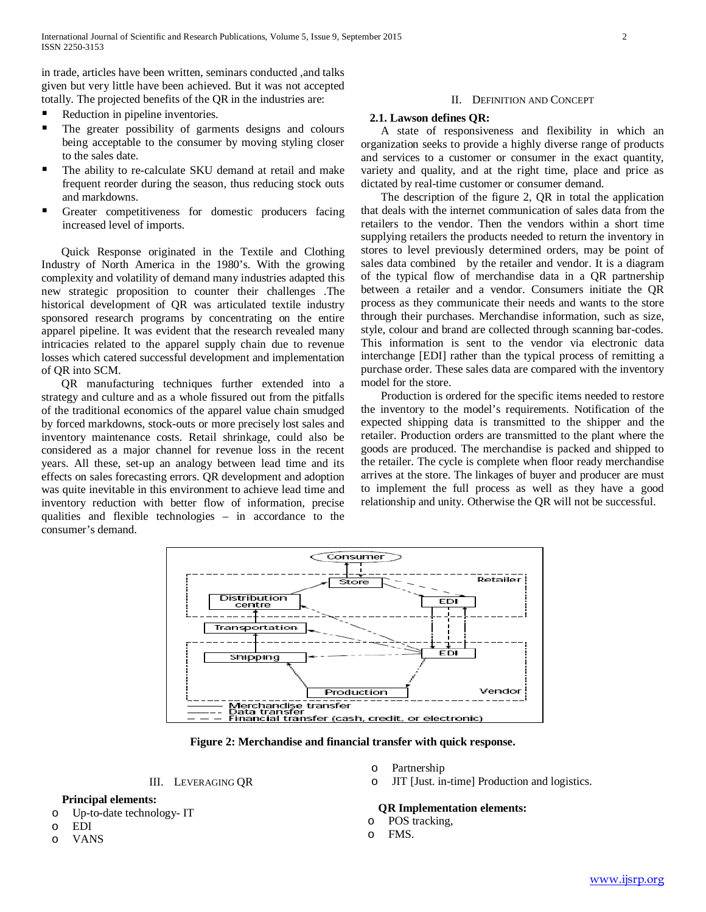in trade, articles have been written, seminars conducted ,and talks given but very little have been achieved. But it was not accepted totally. The projected benefits of the QR in the industries are:

- Reduction in pipeline inventories.
- The greater possibility of garments designs and colours being acceptable to the consumer by moving styling closer to the sales date.
- The ability to re-calculate SKU demand at retail and make frequent reorder during the season, thus reducing stock outs and markdowns.
- Greater competitiveness for domestic producers facing increased level of imports.

Quick Response originated in the Textile and Clothing Industry of North America in the 1980's. With the growing complexity and volatility of demand many industries adapted this new strategic proposition to counter their challenges .The historical development of QR was articulated textile industry sponsored research programs by concentrating on the entire apparel pipeline. It was evident that the research revealed many intricacies related to the apparel supply chain due to revenue losses which catered successful development and implementation of QR into SCM.

QR manufacturing techniques further extended into a strategy and culture and as a whole fissured out from the pitfalls of the traditional economics of the apparel value chain smudged by forced markdowns, stock-outs or more precisely lost sales and inventory maintenance costs. Retail shrinkage, could also be considered as a major channel for revenue loss in the recent years. All these, set-up an analogy between lead time and its effects on sales forecasting errors. QR development and adoption was quite inevitable in this environment to achieve lead time and inventory reduction with better flow of information, precise qualities and flexible technologies – in accordance to the consumer's demand.

## II. Definition and Concept

### 2.1. Lawson defines QR:

A state of responsiveness and flexibility in which an organization seeks to provide a highly diverse range of products and services to a customer or consumer in the exact quantity, variety and quality, and at the right time, place and price as dictated by real-time customer or consumer demand.

The description of the figure 2, QR in total the application that deals with the internet communication of sales data from the retailers to the vendor. Then the vendors within a short time supplying retailers the products needed to return the inventory in stores to level previously determined orders, may be point of sales data combined by the retailer and vendor. It is a diagram of the typical flow of merchandise data in a QR partnership between a retailer and a vendor. Consumers initiate the QR process as they communicate their needs and wants to the store through their purchases. Merchandise information, such as size, style, colour and brand are collected through scanning bar-codes. This information is sent to the vendor via electronic data interchange [EDI] rather than the typical process of remitting a purchase order. These sales data are compared with the inventory model for the store.

Production is ordered for the specific items needed to restore the inventory to the model's requirements. Notification of the expected shipping data is transmitted to the shipper and the retailer. Production orders are transmitted to the plant where the goods are produced. The merchandise is packed and shipped to the retailer. The cycle is complete when floor ready merchandise arrives at the store. The linkages of buyer and producer are must to implement the full process as well as they have a good relationship and unity. Otherwise the QR will not be successful.

**Figure 2: Merchandise and financial transfer with quick response.**

## III. Leveraging QR

**Principal elements:**

- Up-to-date technology- IT
- EDI
- VANS
- Partnership
- JIT [Just. in-time] Production and logistics.

**QR Implementation elements:**

- POS tracking,
- FMS.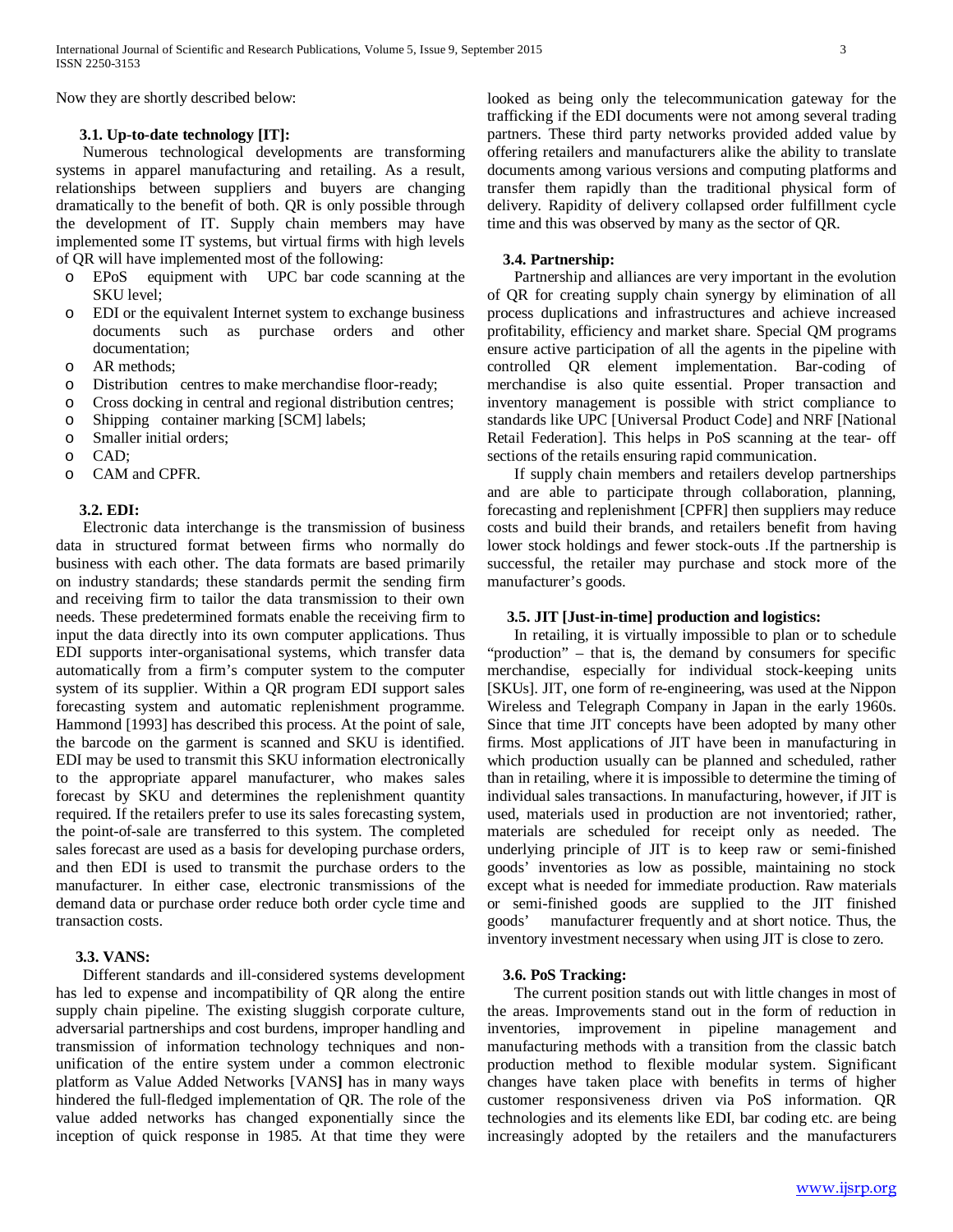Now they are shortly described below:

### 3.1. Up-to-date technology [IT]:

Numerous technological developments are transforming systems in apparel manufacturing and retailing. As a result, relationships between suppliers and buyers are changing dramatically to the benefit of both. QR is only possible through the development of IT. Supply chain members may have implemented some IT systems, but virtual firms with high levels of QR will have implemented most of the following:

- EPoS equipment with UPC bar code scanning at the SKU level;
- EDI or the equivalent Internet system to exchange business documents such as purchase orders and other documentation;
- AR methods;
- Distribution centres to make merchandise floor-ready;
- Cross docking in central and regional distribution centres;
- Shipping container marking [SCM] labels;
- Smaller initial orders;
- CAD;
- CAM and CPFR.

### 3.2. EDI:

Electronic data interchange is the transmission of business data in structured format between firms who normally do business with each other. The data formats are based primarily on industry standards; these standards permit the sending firm and receiving firm to tailor the data transmission to their own needs. These predetermined formats enable the receiving firm to input the data directly into its own computer applications. Thus EDI supports inter-organisational systems, which transfer data automatically from a firm's computer system to the computer system of its supplier. Within a QR program EDI support sales forecasting system and automatic replenishment programme. Hammond [1993] has described this process. At the point of sale, the barcode on the garment is scanned and SKU is identified. EDI may be used to transmit this SKU information electronically to the appropriate apparel manufacturer, who makes sales forecast by SKU and determines the replenishment quantity required. If the retailers prefer to use its sales forecasting system, the point-of-sale are transferred to this system. The completed sales forecast are used as a basis for developing purchase orders, and then EDI is used to transmit the purchase orders to the manufacturer. In either case, electronic transmissions of the demand data or purchase order reduce both order cycle time and transaction costs.

### 3.3. VANS:

Different standards and ill-considered systems development has led to expense and incompatibility of QR along the entire supply chain pipeline. The existing sluggish corporate culture, adversarial partnerships and cost burdens, improper handling and transmission of information technology techniques and non-unification of the entire system under a common electronic platform as Value Added Networks [VANS**]** has in many ways hindered the full-fledged implementation of QR. The role of the value added networks has changed exponentially since the inception of quick response in 1985. At that time they were looked as being only the telecommunication gateway for the trafficking if the EDI documents were not among several trading partners. These third party networks provided added value by offering retailers and manufacturers alike the ability to translate documents among various versions and computing platforms and transfer them rapidly than the traditional physical form of delivery. Rapidity of delivery collapsed order fulfillment cycle time and this was observed by many as the sector of QR.

### 3.4. Partnership:

Partnership and alliances are very important in the evolution of QR for creating supply chain synergy by elimination of all process duplications and infrastructures and achieve increased profitability, efficiency and market share. Special QM programs ensure active participation of all the agents in the pipeline with controlled QR element implementation. Bar-coding of merchandise is also quite essential. Proper transaction and inventory management is possible with strict compliance to standards like UPC [Universal Product Code] and NRF [National Retail Federation]. This helps in PoS scanning at the tear- off sections of the retails ensuring rapid communication.

If supply chain members and retailers develop partnerships and are able to participate through collaboration, planning, forecasting and replenishment [CPFR] then suppliers may reduce costs and build their brands, and retailers benefit from having lower stock holdings and fewer stock-outs .If the partnership is successful, the retailer may purchase and stock more of the manufacturer's goods.

### 3.5. JIT [Just-in-time] production and logistics:

In retailing, it is virtually impossible to plan or to schedule "production" – that is, the demand by consumers for specific merchandise, especially for individual stock-keeping units [SKUs]. JIT, one form of re-engineering, was used at the Nippon Wireless and Telegraph Company in Japan in the early 1960s. Since that time JIT concepts have been adopted by many other firms. Most applications of JIT have been in manufacturing in which production usually can be planned and scheduled, rather than in retailing, where it is impossible to determine the timing of individual sales transactions. In manufacturing, however, if JIT is used, materials used in production are not inventoried; rather, materials are scheduled for receipt only as needed. The underlying principle of JIT is to keep raw or semi-finished goods' inventories as low as possible, maintaining no stock except what is needed for immediate production. Raw materials or semi-finished goods are supplied to the JIT finished goods' manufacturer frequently and at short notice. Thus, the inventory investment necessary when using JIT is close to zero.

### 3.6. PoS Tracking:

The current position stands out with little changes in most of the areas. Improvements stand out in the form of reduction in inventories, improvement in pipeline management and manufacturing methods with a transition from the classic batch production method to flexible modular system. Significant changes have taken place with benefits in terms of higher customer responsiveness driven via PoS information. QR technologies and its elements like EDI, bar coding etc. are being increasingly adopted by the retailers and the manufacturers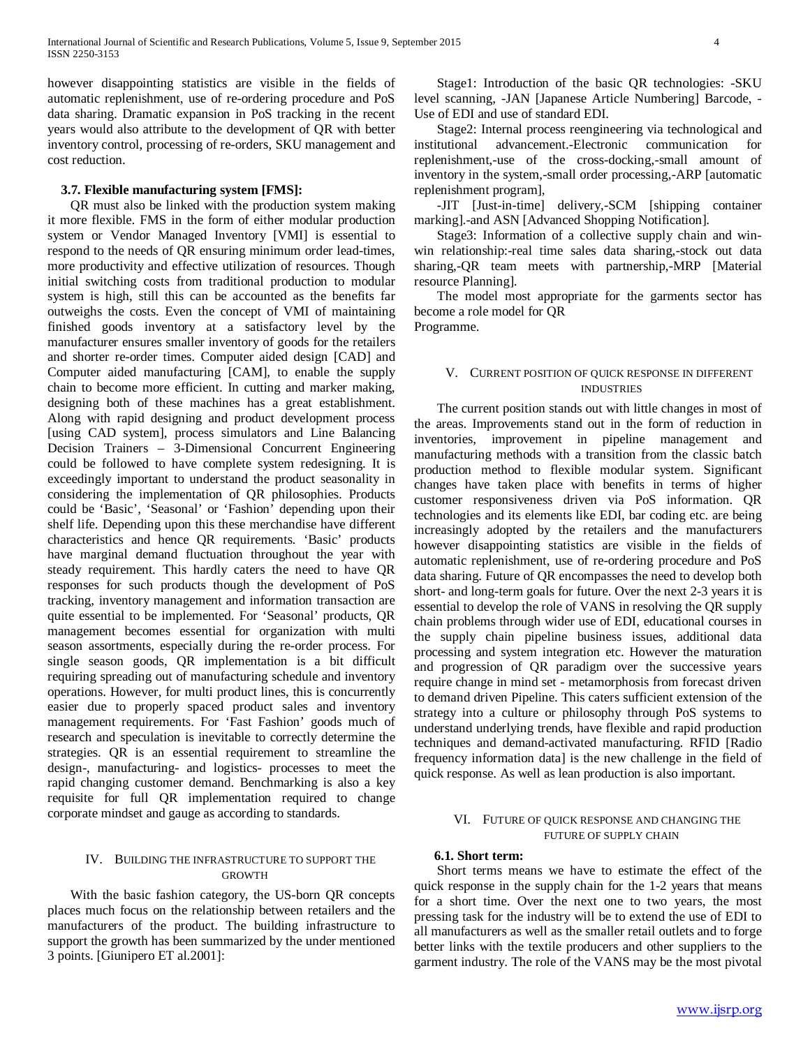however disappointing statistics are visible in the fields of automatic replenishment, use of re-ordering procedure and PoS data sharing. Dramatic expansion in PoS tracking in the recent years would also attribute to the development of QR with better inventory control, processing of re-orders, SKU management and cost reduction.

### 3.7. Flexible manufacturing system [FMS]:

QR must also be linked with the production system making it more flexible. FMS in the form of either modular production system or Vendor Managed Inventory [VMI] is essential to respond to the needs of QR ensuring minimum order lead-times, more productivity and effective utilization of resources. Though initial switching costs from traditional production to modular system is high, still this can be accounted as the benefits far outweighs the costs. Even the concept of VMI of maintaining finished goods inventory at a satisfactory level by the manufacturer ensures smaller inventory of goods for the retailers and shorter re-order times. Computer aided design [CAD] and Computer aided manufacturing [CAM], to enable the supply chain to become more efficient. In cutting and marker making, designing both of these machines has a great establishment. Along with rapid designing and product development process [using CAD system], process simulators and Line Balancing Decision Trainers – 3-Dimensional Concurrent Engineering could be followed to have complete system redesigning. It is exceedingly important to understand the product seasonality in considering the implementation of QR philosophies. Products could be 'Basic', 'Seasonal' or 'Fashion' depending upon their shelf life. Depending upon this these merchandise have different characteristics and hence QR requirements. 'Basic' products have marginal demand fluctuation throughout the year with steady requirement. This hardly caters the need to have QR responses for such products though the development of PoS tracking, inventory management and information transaction are quite essential to be implemented. For 'Seasonal' products, QR management becomes essential for organization with multi season assortments, especially during the re-order process. For single season goods, QR implementation is a bit difficult requiring spreading out of manufacturing schedule and inventory operations. However, for multi product lines, this is concurrently easier due to properly spaced product sales and inventory management requirements. For 'Fast Fashion' goods much of research and speculation is inevitable to correctly determine the strategies. QR is an essential requirement to streamline the design-, manufacturing- and logistics- processes to meet the rapid changing customer demand. Benchmarking is also a key requisite for full QR implementation required to change corporate mindset and gauge as according to standards.

## IV. Building the infrastructure to support the growth

With the basic fashion category, the US-born QR concepts places much focus on the relationship between retailers and the manufacturers of the product. The building infrastructure to support the growth has been summarized by the under mentioned 3 points. [Giunipero ET al.2001]:

Stage1: Introduction of the basic QR technologies: -SKU level scanning, -JAN [Japanese Article Numbering] Barcode, -Use of EDI and use of standard EDI.

Stage2: Internal process reengineering via technological and institutional advancement.-Electronic communication for replenishment,-use of the cross-docking,-small amount of inventory in the system,-small order processing,-ARP [automatic replenishment program],

-JIT [Just-in-time] delivery,-SCM [shipping container marking].-and ASN [Advanced Shopping Notification].

Stage3: Information of a collective supply chain and win-win relationship:-real time sales data sharing,-stock out data sharing,-QR team meets with partnership,-MRP [Material resource Planning].

The model most appropriate for the garments sector has become a role model for QR
Programme.

## V. Current position of quick response in different industries

The current position stands out with little changes in most of the areas. Improvements stand out in the form of reduction in inventories, improvement in pipeline management and manufacturing methods with a transition from the classic batch production method to flexible modular system. Significant changes have taken place with benefits in terms of higher customer responsiveness driven via PoS information. QR technologies and its elements like EDI, bar coding etc. are being increasingly adopted by the retailers and the manufacturers however disappointing statistics are visible in the fields of automatic replenishment, use of re-ordering procedure and PoS data sharing. Future of QR encompasses the need to develop both short- and long-term goals for future. Over the next 2-3 years it is essential to develop the role of VANS in resolving the QR supply chain problems through wider use of EDI, educational courses in the supply chain pipeline business issues, additional data processing and system integration etc. However the maturation and progression of QR paradigm over the successive years require change in mind set - metamorphosis from forecast driven to demand driven Pipeline. This caters sufficient extension of the strategy into a culture or philosophy through PoS systems to understand underlying trends, have flexible and rapid production techniques and demand-activated manufacturing. RFID [Radio frequency information data] is the new challenge in the field of quick response. As well as lean production is also important.

## VI. Future of quick response and changing the future of supply chain

### 6.1. Short term:

Short terms means we have to estimate the effect of the quick response in the supply chain for the 1-2 years that means for a short time. Over the next one to two years, the most pressing task for the industry will be to extend the use of EDI to all manufacturers as well as the smaller retail outlets and to forge better links with the textile producers and other suppliers to the garment industry. The role of the VANS may be the most pivotal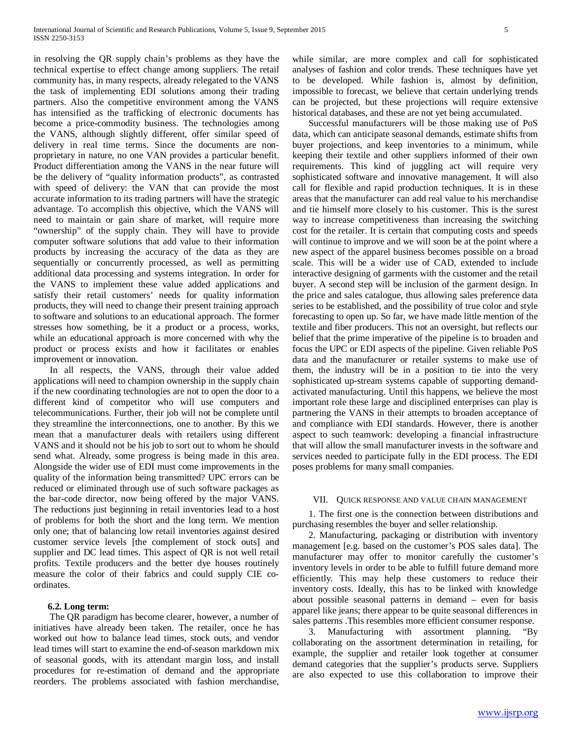in resolving the QR supply chain's problems as they have the technical expertise to effect change among suppliers. The retail community has, in many respects, already relegated to the VANS the task of implementing EDI solutions among their trading partners. Also the competitive environment among the VANS has intensified as the trafficking of electronic documents has become a price-commodity business. The technologies among the VANS, although slightly different, offer similar speed of delivery in real time terms. Since the documents are non-proprietary in nature, no one VAN provides a particular benefit. Product differentiation among the VANS in the near future will be the delivery of "quality information products", as contrasted with speed of delivery: the VAN that can provide the most accurate information to its trading partners will have the strategic advantage. To accomplish this objective, which the VANS will need to maintain or gain share of market, will require more "ownership" of the supply chain. They will have to provide computer software solutions that add value to their information products by increasing the accuracy of the data as they are sequentially or concurrently processed, as well as permitting additional data processing and systems integration. In order for the VANS to implement these value added applications and satisfy their retail customers' needs for quality information products, they will need to change their present training approach to software and solutions to an educational approach. The former stresses how something, be it a product or a process, works, while an educational approach is more concerned with why the product or process exists and how it facilitates or enables improvement or innovation.

In all respects, the VANS, through their value added applications will need to champion ownership in the supply chain if the new coordinating technologies are not to open the door to a different kind of competitor who will use computers and telecommunications. Further, their job will not be complete until they streamline the interconnections, one to another. By this we mean that a manufacturer deals with retailers using different VANS and it should not be his job to sort out to whom he should send what. Already, some progress is being made in this area. Alongside the wider use of EDI must come improvements in the quality of the information being transmitted? UPC errors can be reduced or eliminated through use of such software packages as the bar-code director, now being offered by the major VANS. The reductions just beginning in retail inventories lead to a host of problems for both the short and the long term. We mention only one; that of balancing low retail inventories against desired customer service levels [the complement of stock outs] and supplier and DC lead times. This aspect of QR is not well retail profits. Textile producers and the better dye houses routinely measure the color of their fabrics and could supply CIE co-ordinates.

### 6.2. Long term:

The QR paradigm has become clearer, however, a number of initiatives have already been taken. The retailer, once he has worked out how to balance lead times, stock outs, and vendor lead times will start to examine the end-of-season markdown mix of seasonal goods, with its attendant margin loss, and install procedures for re-estimation of demand and the appropriate reorders. The problems associated with fashion merchandise, while similar, are more complex and call for sophisticated analyses of fashion and color trends. These techniques have yet to be developed. While fashion is, almost by definition, impossible to forecast, we believe that certain underlying trends can be projected, but these projections will require extensive historical databases, and these are not yet being accumulated.

Successful manufacturers will be those making use of PoS data, which can anticipate seasonal demands, estimate shifts from buyer projections, and keep inventories to a minimum, while keeping their textile and other suppliers informed of their own requirements. This kind of juggling act will require very sophisticated software and innovative management. It will also call for flexible and rapid production techniques. It is in these areas that the manufacturer can add real value to his merchandise and tie himself more closely to his customer. This is the surest way to increase competitiveness than increasing the switching cost for the retailer. It is certain that computing costs and speeds will continue to improve and we will soon be at the point where a new aspect of the apparel business becomes possible on a broad scale. This will be a wider use of CAD, extended to include interactive designing of garments with the customer and the retail buyer. A second step will be inclusion of the garment design. In the price and sales catalogue, thus allowing sales preference data series to be established, and the possibility of true color and style forecasting to open up. So far, we have made little mention of the textile and fiber producers. This not an oversight, but reflects our belief that the prime imperative of the pipeline is to broaden and focus the UPC or EDI aspects of the pipeline. Given reliable PoS data and the manufacturer or retailer systems to make use of them, the industry will be in a position to tie into the very sophisticated up-stream systems capable of supporting demand-activated manufacturing. Until this happens, we believe the most important role these large and disciplined enterprises can play is partnering the VANS in their attempts to broaden acceptance of and compliance with EDI standards. However, there is another aspect to such teamwork: developing a financial infrastructure that will allow the small manufacturer invests in the software and services needed to participate fully in the EDI process. The EDI poses problems for many small companies.

## VII. Quick Response and Value Chain Management

1. The first one is the connection between distributions and purchasing resembles the buyer and seller relationship.

2. Manufacturing, packaging or distribution with inventory management [e.g. based on the customer's POS sales data]. The manufacturer may offer to monitor carefully the customer's inventory levels in order to be able to fulfill future demand more efficiently. This may help these customers to reduce their inventory costs. Ideally, this has to be linked with knowledge about possible seasonal patterns in demand – even for basis apparel like jeans; there appear to be quite seasonal differences in sales patterns .This resembles more efficient consumer response.

3. Manufacturing with assortment planning. "By collaborating on the assortment determination in retailing, for example, the supplier and retailer look together at consumer demand categories that the supplier's products serve. Suppliers are also expected to use this collaboration to improve their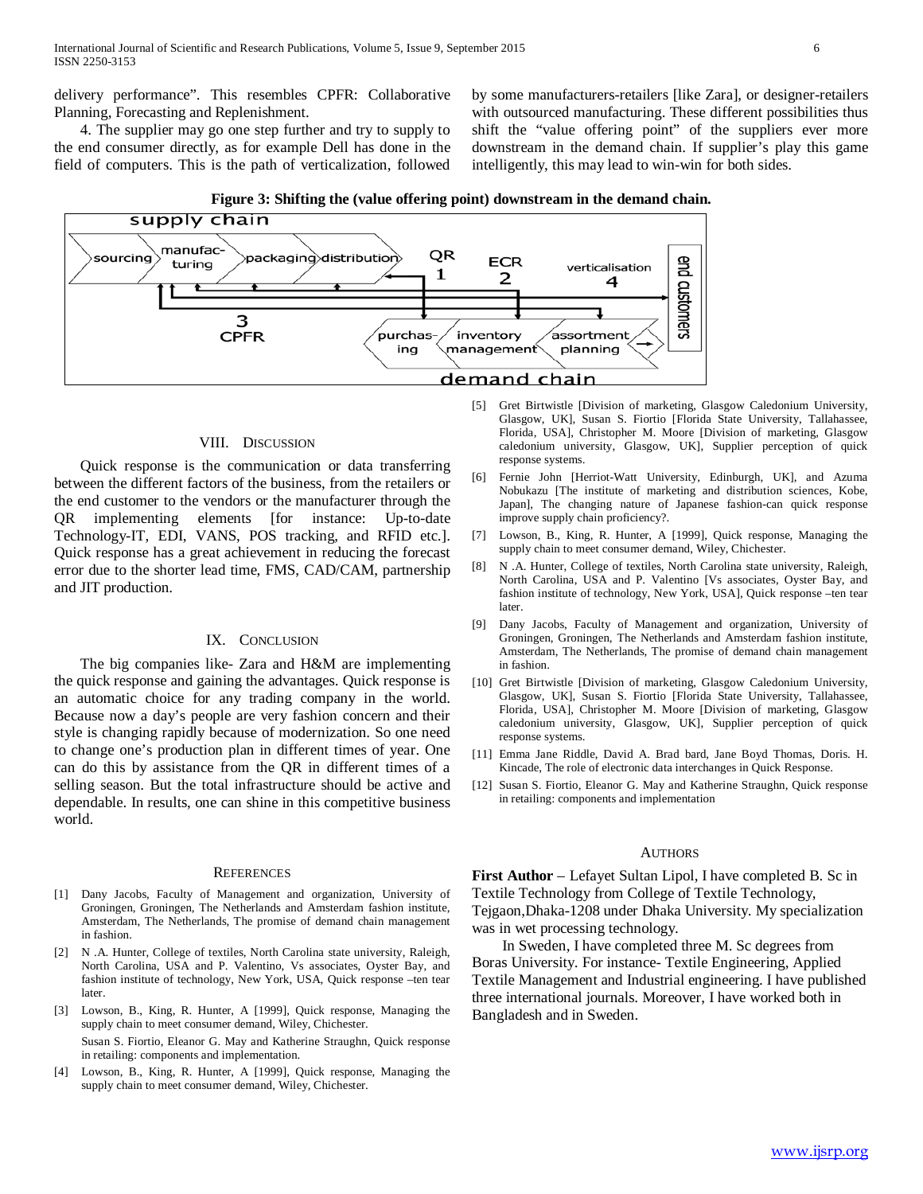delivery performance". This resembles CPFR: Collaborative Planning, Forecasting and Replenishment.

4. The supplier may go one step further and try to supply to the end consumer directly, as for example Dell has done in the field of computers. This is the path of verticalization, followed by some manufacturers-retailers [like Zara], or designer-retailers with outsourced manufacturing. These different possibilities thus shift the "value offering point" of the suppliers ever more downstream in the demand chain. If supplier's play this game intelligently, this may lead to win-win for both sides.

**Figure 3: Shifting the (value offering point) downstream in the demand chain.**

supply chain

sourcing

manufac-turing

packaging

distribution

QR 1

ECR 2

verticalisation 4

end customers

3 CPFR

purchas-ing

inventory management

assortment planning

demand chain

## VIII. Discussion

Quick response is the communication or data transferring between the different factors of the business, from the retailers or the end customer to the vendors or the manufacturer through the QR implementing elements [for instance: Up-to-date Technology-IT, EDI, VANS, POS tracking, and RFID etc.]. Quick response has a great achievement in reducing the forecast error due to the shorter lead time, FMS, CAD/CAM, partnership and JIT production.

## IX. Conclusion

The big companies like- Zara and H&M are implementing the quick response and gaining the advantages. Quick response is an automatic choice for any trading company in the world. Because now a day's people are very fashion concern and their style is changing rapidly because of modernization. So one need to change one's production plan in different times of year. One can do this by assistance from the QR in different times of a selling season. But the total infrastructure should be active and dependable. In results, one can shine in this competitive business world.

## References

[1] Dany Jacobs, Faculty of Management and organization, University of Groningen, Groningen, The Netherlands and Amsterdam fashion institute, Amsterdam, The Netherlands, The promise of demand chain management in fashion.

[2] N .A. Hunter, College of textiles, North Carolina state university, Raleigh, North Carolina, USA and P. Valentino, Vs associates, Oyster Bay, and fashion institute of technology, New York, USA, Quick response –ten tear later.

[3] Lowson, B., King, R. Hunter, A [1999], Quick response, Managing the supply chain to meet consumer demand, Wiley, Chichester.

Susan S. Fiortio, Eleanor G. May and Katherine Straughn, Quick response in retailing: components and implementation.

[4] Lowson, B., King, R. Hunter, A [1999], Quick response, Managing the supply chain to meet consumer demand, Wiley, Chichester.

[5] Gret Birtwistle [Division of marketing, Glasgow Caledonian University, Glasgow, UK], Susan S. Fiortio [Florida State University, Tallahassee, Florida, USA], Christopher M. Moore [Division of marketing, Glasgow caledonium university, Glasgow, UK], Supplier perception of quick response systems.

[6] Fernie John [Herriot-Watt University, Edinburgh, UK], and Azuma Nobukazu [The institute of marketing and distribution sciences, Kobe, Japan], The changing nature of Japanese fashion-can quick response improve supply chain proficiency?.

[7] Lowson, B., King, R. Hunter, A [1999], Quick response, Managing the supply chain to meet consumer demand, Wiley, Chichester.

[8] N .A. Hunter, College of textiles, North Carolina state university, Raleigh, North Carolina, USA and P. Valentino [Vs associates, Oyster Bay, and fashion institute of technology, New York, USA], Quick response –ten tear later.

[9] Dany Jacobs, Faculty of Management and organization, University of Groningen, Groningen, The Netherlands and Amsterdam fashion institute, Amsterdam, The Netherlands, The promise of demand chain management in fashion.

[10] Gret Birtwistle [Division of marketing, Glasgow Caledonian University, Glasgow, UK], Susan S. Fiortio [Florida State University, Tallahassee, Florida, USA], Christopher M. Moore [Division of marketing, Glasgow caledonium university, Glasgow, UK], Supplier perception of quick response systems.

[11] Emma Jane Riddle, David A. Brad bard, Jane Boyd Thomas, Doris. H. Kincade, The role of electronic data interchanges in Quick Response.

[12] Susan S. Fiortio, Eleanor G. May and Katherine Straughn, Quick response in retailing: components and implementation

## Authors

**First Author** – Lefayet Sultan Lipol, I have completed B. Sc in Textile Technology from College of Textile Technology, Tejgaon,Dhaka-1208 under Dhaka University. My specialization was in wet processing technology.

In Sweden, I have completed three M. Sc degrees from Boras University. For instance- Textile Engineering, Applied Textile Management and Industrial engineering. I have published three international journals. Moreover, I have worked both in Bangladesh and in Sweden.